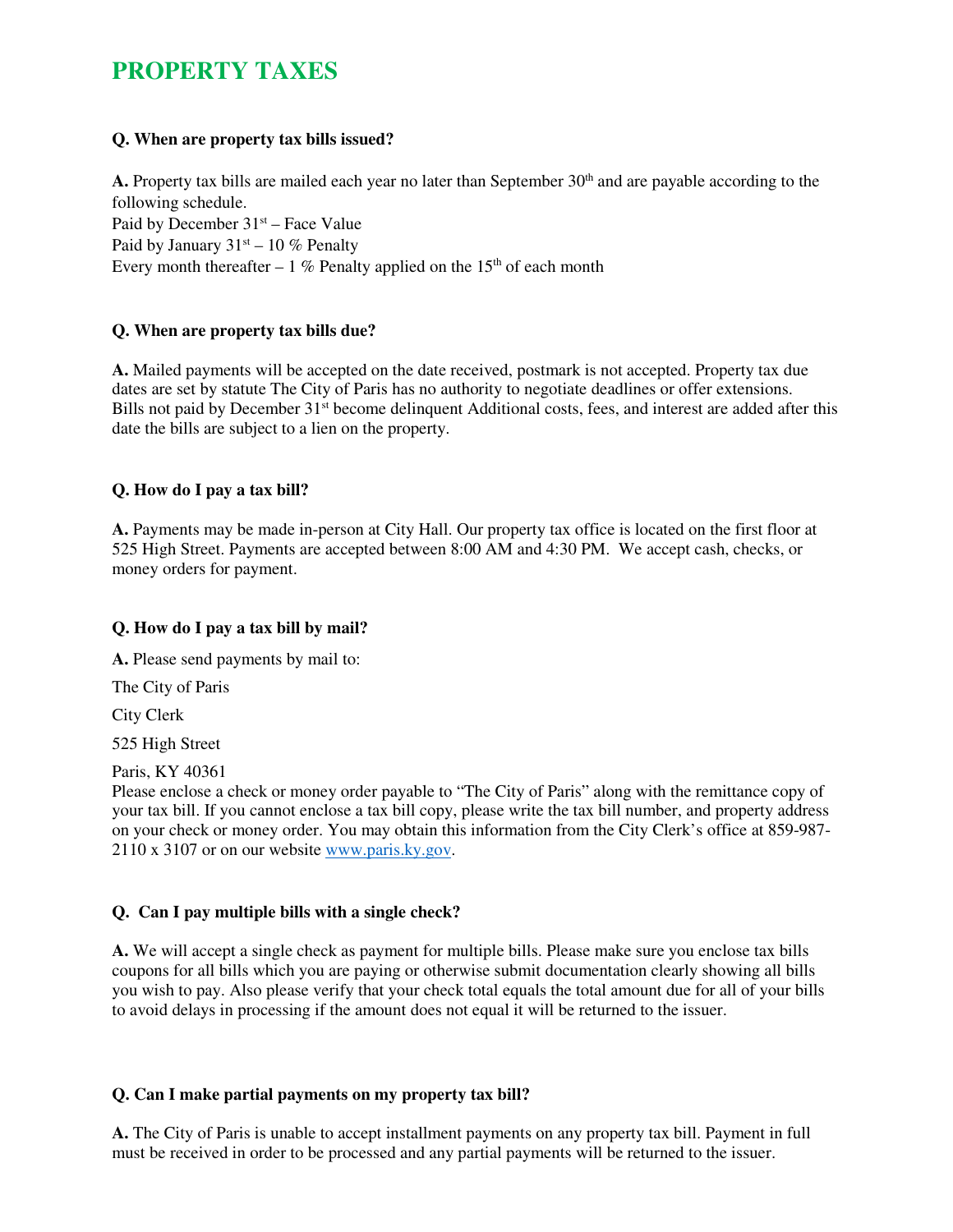# PROPERTY TAXES

**Q. When are property tax bills issued?**

**A.** Property tax bills are mailed each year no later than September 30th and are payable according to the following schedule.
Paid by December 31st – Face Value
Paid by January 31st – 10 % Penalty
Every month thereafter – 1 % Penalty applied on the 15th of each month

**Q. When are property tax bills due?**

**A.** Mailed payments will be accepted on the date received, postmark is not accepted. Property tax due dates are set by statute The City of Paris has no authority to negotiate deadlines or offer extensions. Bills not paid by December 31st become delinquent Additional costs, fees, and interest are added after this date the bills are subject to a lien on the property.

**Q. How do I pay a tax bill?**

**A.** Payments may be made in-person at City Hall. Our property tax office is located on the first floor at 525 High Street. Payments are accepted between 8:00 AM and 4:30 PM. We accept cash, checks, or money orders for payment.

**Q. How do I pay a tax bill by mail?**

**A.** Please send payments by mail to:

The City of Paris

City Clerk

525 High Street

Paris, KY 40361
Please enclose a check or money order payable to "The City of Paris" along with the remittance copy of your tax bill. If you cannot enclose a tax bill copy, please write the tax bill number, and property address on your check or money order. You may obtain this information from the City Clerk's office at 859-987-2110 x 3107 or on our website www.paris.ky.gov.

**Q. Can I pay multiple bills with a single check?**

**A.** We will accept a single check as payment for multiple bills. Please make sure you enclose tax bills coupons for all bills which you are paying or otherwise submit documentation clearly showing all bills you wish to pay. Also please verify that your check total equals the total amount due for all of your bills to avoid delays in processing if the amount does not equal it will be returned to the issuer.

**Q. Can I make partial payments on my property tax bill?**

**A.** The City of Paris is unable to accept installment payments on any property tax bill. Payment in full must be received in order to be processed and any partial payments will be returned to the issuer.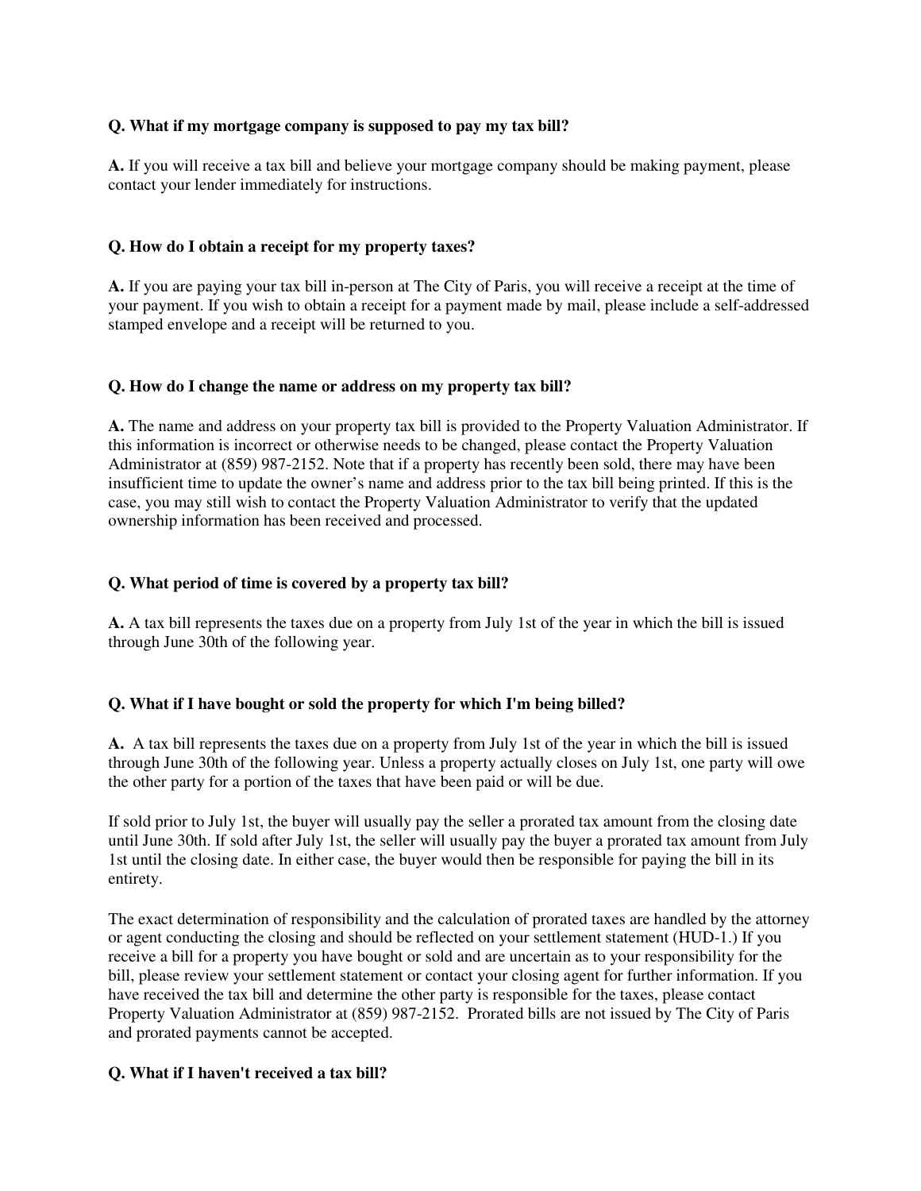**Q. What if my mortgage company is supposed to pay my tax bill?**

**A.** If you will receive a tax bill and believe your mortgage company should be making payment, please contact your lender immediately for instructions.

**Q. How do I obtain a receipt for my property taxes?**

**A.** If you are paying your tax bill in-person at The City of Paris, you will receive a receipt at the time of your payment. If you wish to obtain a receipt for a payment made by mail, please include a self-addressed stamped envelope and a receipt will be returned to you.

**Q. How do I change the name or address on my property tax bill?**

**A.** The name and address on your property tax bill is provided to the Property Valuation Administrator. If this information is incorrect or otherwise needs to be changed, please contact the Property Valuation Administrator at (859) 987-2152. Note that if a property has recently been sold, there may have been insufficient time to update the owner's name and address prior to the tax bill being printed. If this is the case, you may still wish to contact the Property Valuation Administrator to verify that the updated ownership information has been received and processed.

**Q. What period of time is covered by a property tax bill?**

**A.** A tax bill represents the taxes due on a property from July 1st of the year in which the bill is issued through June 30th of the following year.

**Q. What if I have bought or sold the property for which I'm being billed?**

**A.** A tax bill represents the taxes due on a property from July 1st of the year in which the bill is issued through June 30th of the following year. Unless a property actually closes on July 1st, one party will owe the other party for a portion of the taxes that have been paid or will be due.

If sold prior to July 1st, the buyer will usually pay the seller a prorated tax amount from the closing date until June 30th. If sold after July 1st, the seller will usually pay the buyer a prorated tax amount from July 1st until the closing date. In either case, the buyer would then be responsible for paying the bill in its entirety.

The exact determination of responsibility and the calculation of prorated taxes are handled by the attorney or agent conducting the closing and should be reflected on your settlement statement (HUD-1.) If you receive a bill for a property you have bought or sold and are uncertain as to your responsibility for the bill, please review your settlement statement or contact your closing agent for further information. If you have received the tax bill and determine the other party is responsible for the taxes, please contact Property Valuation Administrator at (859) 987-2152. Prorated bills are not issued by The City of Paris and prorated payments cannot be accepted.

**Q. What if I haven't received a tax bill?**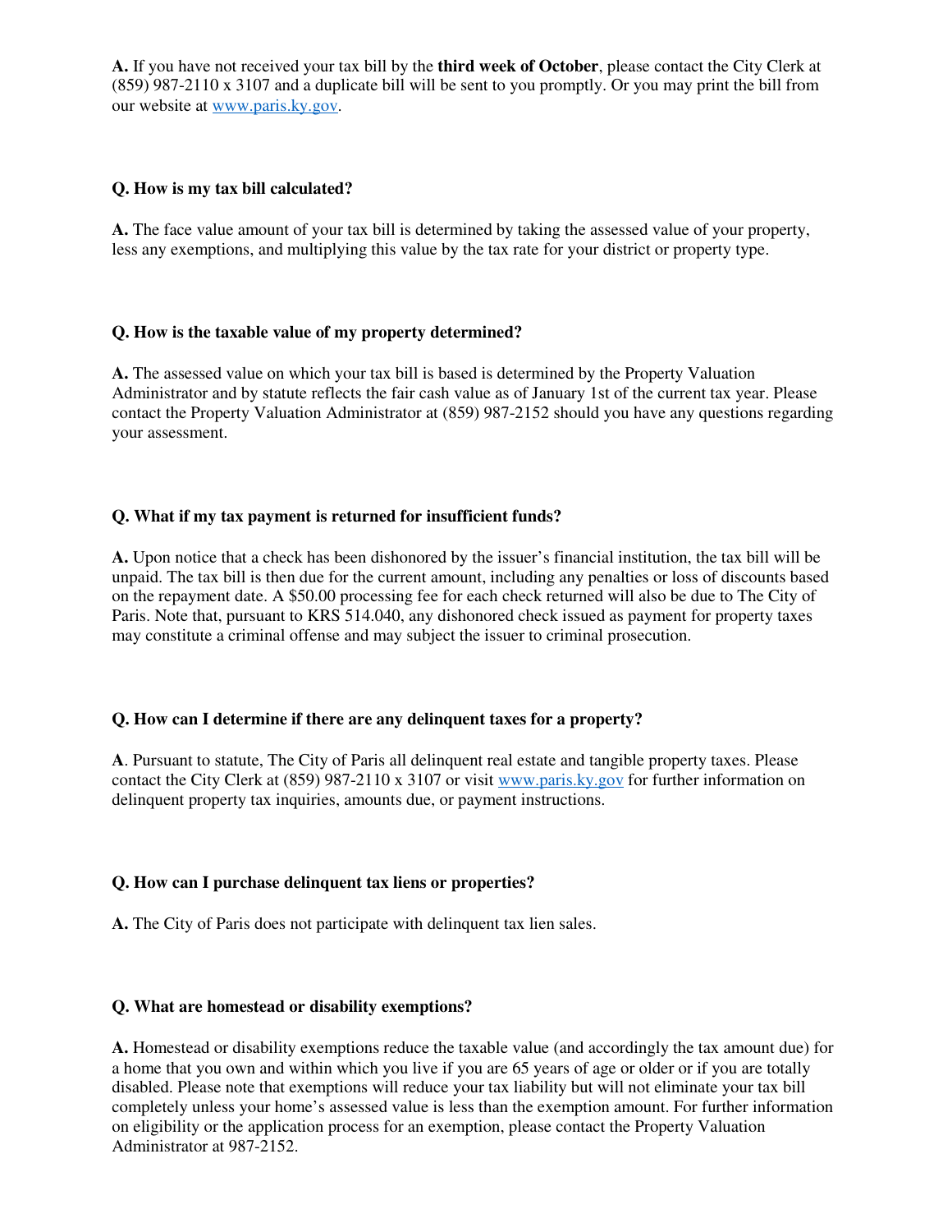**A.** If you have not received your tax bill by the **third week of October**, please contact the City Clerk at (859) 987-2110 x 3107 and a duplicate bill will be sent to you promptly. Or you may print the bill from our website at www.paris.ky.gov.

**Q. How is my tax bill calculated?**

**A.** The face value amount of your tax bill is determined by taking the assessed value of your property, less any exemptions, and multiplying this value by the tax rate for your district or property type.

**Q. How is the taxable value of my property determined?**

**A.** The assessed value on which your tax bill is based is determined by the Property Valuation Administrator and by statute reflects the fair cash value as of January 1st of the current tax year. Please contact the Property Valuation Administrator at (859) 987-2152 should you have any questions regarding your assessment.

**Q. What if my tax payment is returned for insufficient funds?**

**A.** Upon notice that a check has been dishonored by the issuer's financial institution, the tax bill will be unpaid. The tax bill is then due for the current amount, including any penalties or loss of discounts based on the repayment date. A $50.00 processing fee for each check returned will also be due to The City of Paris. Note that, pursuant to KRS 514.040, any dishonored check issued as payment for property taxes may constitute a criminal offense and may subject the issuer to criminal prosecution.

**Q. How can I determine if there are any delinquent taxes for a property?**

**A**. Pursuant to statute, The City of Paris all delinquent real estate and tangible property taxes. Please contact the City Clerk at (859) 987-2110 x 3107 or visit www.paris.ky.gov for further information on delinquent property tax inquiries, amounts due, or payment instructions.

**Q. How can I purchase delinquent tax liens or properties?**

**A.** The City of Paris does not participate with delinquent tax lien sales.

**Q. What are homestead or disability exemptions?**

**A.** Homestead or disability exemptions reduce the taxable value (and accordingly the tax amount due) for a home that you own and within which you live if you are 65 years of age or older or if you are totally disabled. Please note that exemptions will reduce your tax liability but will not eliminate your tax bill completely unless your home's assessed value is less than the exemption amount. For further information on eligibility or the application process for an exemption, please contact the Property Valuation Administrator at 987-2152.